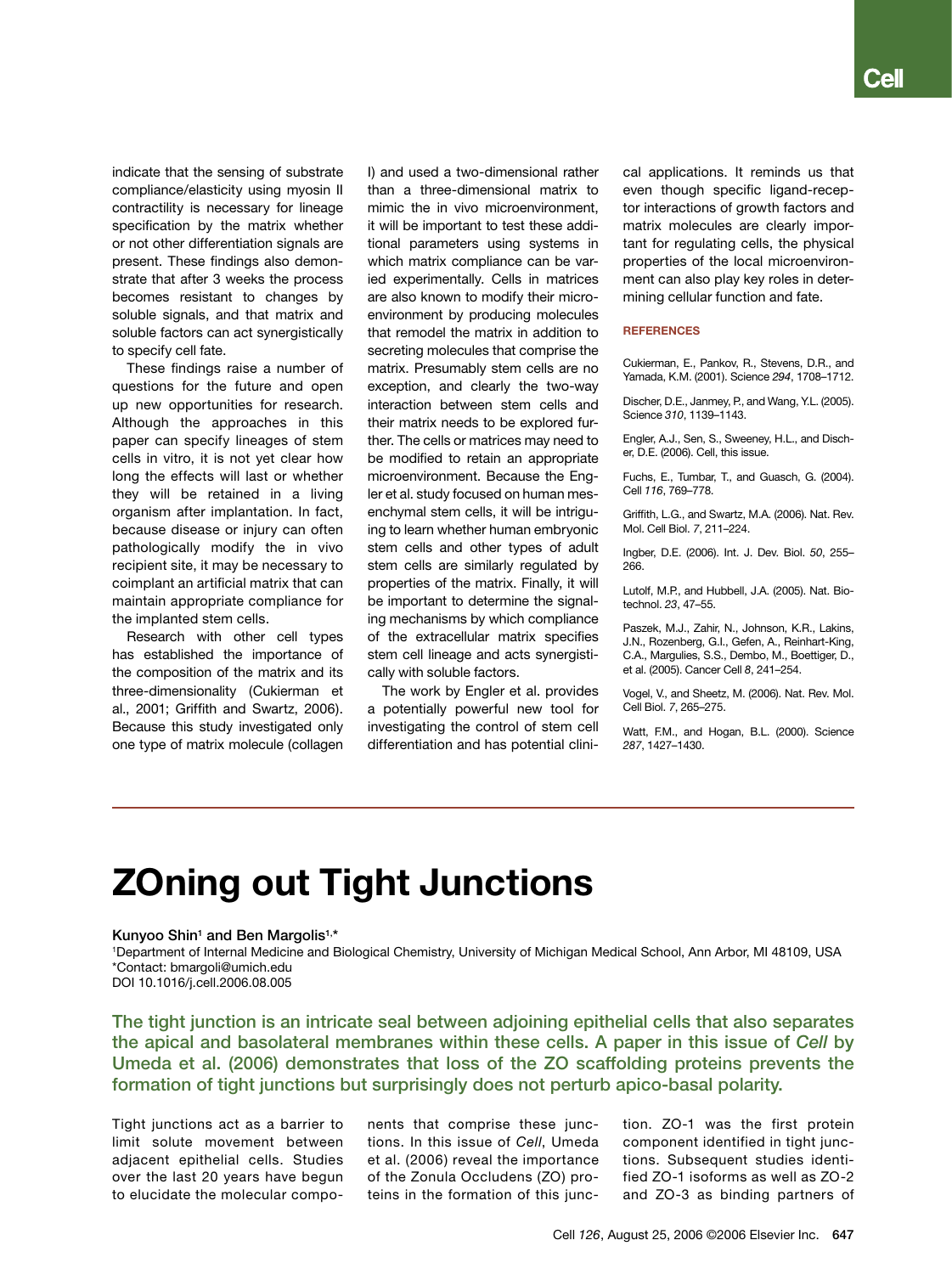indicate that the sensing of substrate compliance/elasticity using myosin II contractility is necessary for lineage specification by the matrix whether or not other differentiation signals are present. These findings also demonstrate that after 3 weeks the process becomes resistant to changes by soluble signals, and that matrix and soluble factors can act synergistically to specify cell fate.

These findings raise a number of questions for the future and open up new opportunities for research. Although the approaches in this paper can specify lineages of stem cells in vitro, it is not yet clear how long the effects will last or whether they will be retained in a living organism after implantation. In fact, because disease or injury can often pathologically modify the in vivo recipient site, it may be necessary to coimplant an artificial matrix that can maintain appropriate compliance for the implanted stem cells.

Research with other cell types has established the importance of the composition of the matrix and its three-dimensionality (Cukierman et al., 2001; Griffith and Swartz, 2006). Because this study investigated only one type of matrix molecule (collagen I) and used a two-dimensional rather than a three-dimensional matrix to mimic the in vivo microenvironment, it will be important to test these additional parameters using systems in which matrix compliance can be varied experimentally. Cells in matrices are also known to modify their microenvironment by producing molecules that remodel the matrix in addition to secreting molecules that comprise the matrix. Presumably stem cells are no exception, and clearly the two-way interaction between stem cells and their matrix needs to be explored further. The cells or matrices may need to be modified to retain an appropriate microenvironment. Because the Engler et al. study focused on human mesenchymal stem cells, it will be intriguing to learn whether human embryonic stem cells and other types of adult stem cells are similarly regulated by properties of the matrix. Finally, it will be important to determine the signaling mechanisms by which compliance of the extracellular matrix specifies stem cell lineage and acts synergistically with soluble factors.

The work by Engler et al. provides a potentially powerful new tool for investigating the control of stem cell differentiation and has potential clinical applications. It reminds us that even though specific ligand-receptor interactions of growth factors and matrix molecules are clearly important for regulating cells, the physical properties of the local microenvironment can also play key roles in determining cellular function and fate.

## REFERENCES

Cukierman, E., Pankov, R., Stevens, D.R., and Yamada, K.M. (2001). Science *294*, 1708–1712.

Discher, D.E., Janmey, P., and Wang, Y.L. (2005). Science *310*, 1139–1143.

Engler, A.J., Sen, S., Sweeney, H.L., and Discher, D.E. (2006). Cell, this issue.

Fuchs, E., Tumbar, T., and Guasch, G. (2004). Cell *116*, 769–778.

Griffith, L.G., and Swartz, M.A. (2006). Nat. Rev. Mol. Cell Biol. *7*, 211–224.

Ingber, D.E. (2006). Int. J. Dev. Biol. *50*, 255–266.

Lutolf, M.P., and Hubbell, J.A. (2005). Nat. Biotechnol. *23*, 47–55.

Paszek, M.J., Zahir, N., Johnson, K.R., Lakins, J.N., Rozenberg, G.I., Gefen, A., Reinhart-King, C.A., Margulies, S.S., Dembo, M., Boettiger, D., et al. (2005). Cancer Cell *8*, 241–254.

Vogel, V., and Sheetz, M. (2006). Nat. Rev. Mol. Cell Biol. *7*, 265–275.

Watt, F.M., and Hogan, B.L. (2000). Science *287*, 1427–1430.

# ZOning out Tight Junctions

**Kunyoo Shin[1] and Ben Margolis[1,*]**

[1]Department of Internal Medicine and Biological Chemistry, University of Michigan Medical School, Ann Arbor, MI 48109, USA
*Contact: bmargoli@umich.edu
DOI 10.1016/j.cell.2006.08.005

**The tight junction is an intricate seal between adjoining epithelial cells that also separates the apical and basolateral membranes within these cells. A paper in this issue of *Cell* by Umeda et al. (2006) demonstrates that loss of the ZO scaffolding proteins prevents the formation of tight junctions but surprisingly does not perturb apico-basal polarity.**

Tight junctions act as a barrier to limit solute movement between adjacent epithelial cells. Studies over the last 20 years have begun to elucidate the molecular components that comprise these junctions. In this issue of *Cell*, Umeda et al. (2006) reveal the importance of the Zonula Occludens (ZO) proteins in the formation of this junction. ZO-1 was the first protein component identified in tight junctions. Subsequent studies identified ZO-1 isoforms as well as ZO-2 and ZO-3 as binding partners of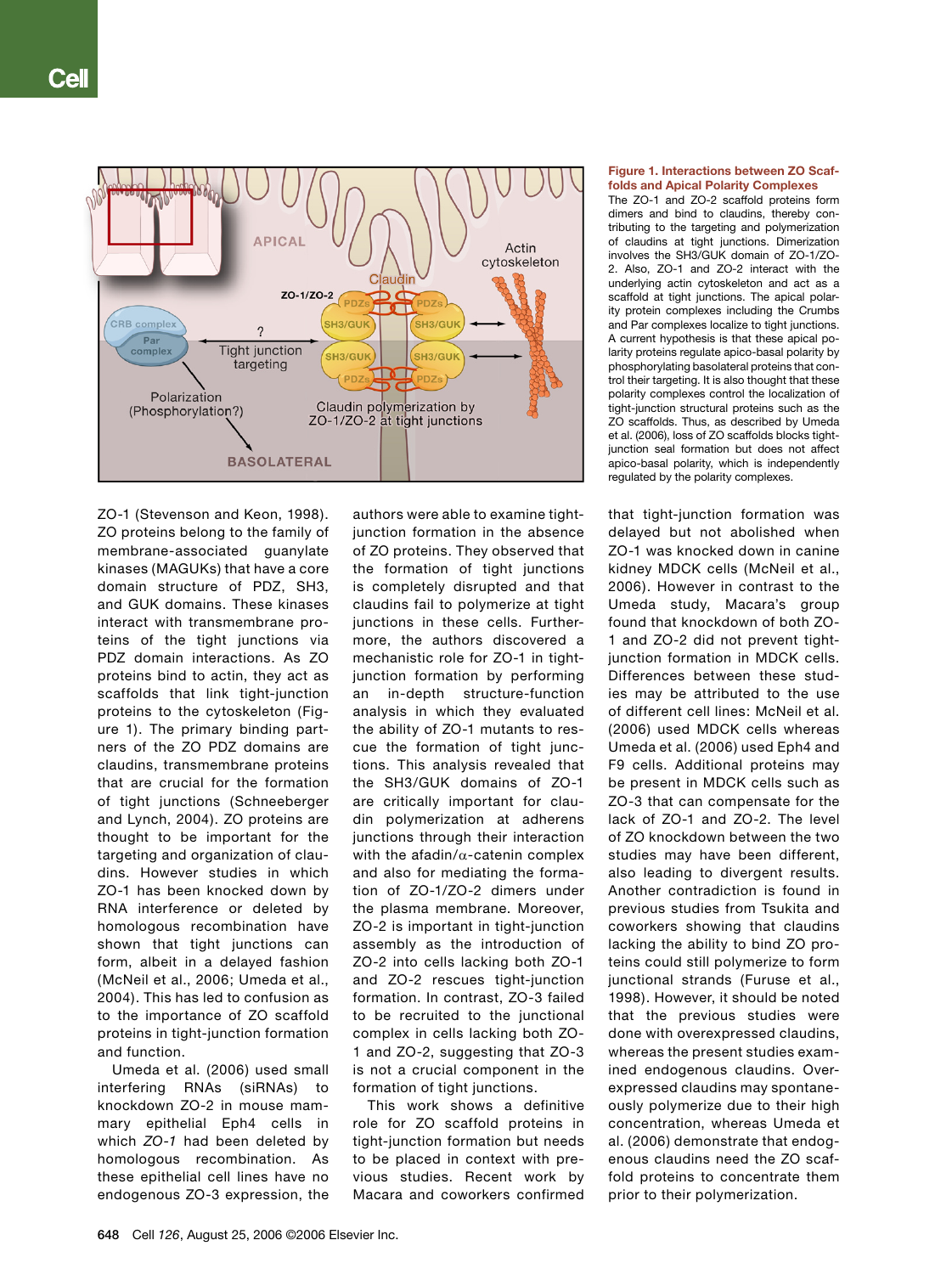**Figure 1. Interactions between ZO Scaffolds and Apical Polarity Complexes**
The ZO-1 and ZO-2 scaffold proteins form dimers and bind to claudins, thereby contributing to the targeting and polymerization of claudins at tight junctions. Dimerization involves the SH3/GUK domain of ZO-1/ZO-2. Also, ZO-1 and ZO-2 interact with the underlying actin cytoskeleton and act as a scaffold at tight junctions. The apical polarity protein complexes including the Crumbs and Par complexes localize to tight junctions. A current hypothesis is that these apical polarity proteins regulate apico-basal polarity by phosphorylating basolateral proteins that control their targeting. It is also thought that these polarity complexes control the localization of tight-junction structural proteins such as the ZO scaffolds. Thus, as described by Umeda et al. (2006), loss of ZO scaffolds blocks tight-junction seal formation but does not affect apico-basal polarity, which is independently regulated by the polarity complexes.

ZO-1 (Stevenson and Keon, 1998). ZO proteins belong to the family of membrane-associated guanylate kinases (MAGUKs) that have a core domain structure of PDZ, SH3, and GUK domains. These kinases interact with transmembrane proteins of the tight junctions via PDZ domain interactions. As ZO proteins bind to actin, they act as scaffolds that link tight-junction proteins to the cytoskeleton (Figure 1). The primary binding partners of the ZO PDZ domains are claudins, transmembrane proteins that are crucial for the formation of tight junctions (Schneeberger and Lynch, 2004). ZO proteins are thought to be important for the targeting and organization of claudins. However studies in which ZO-1 has been knocked down by RNA interference or deleted by homologous recombination have shown that tight junctions can form, albeit in a delayed fashion (McNeil et al., 2006; Umeda et al., 2004). This has led to confusion as to the importance of ZO scaffold proteins in tight-junction formation and function.

Umeda et al. (2006) used small interfering RNAs (siRNAs) to knockdown ZO-2 in mouse mammary epithelial Eph4 cells in which *ZO-1* had been deleted by homologous recombination. As these epithelial cell lines have no endogenous ZO-3 expression, the authors were able to examine tight-junction formation in the absence of ZO proteins. They observed that the formation of tight junctions is completely disrupted and that claudins fail to polymerize at tight junctions in these cells. Furthermore, the authors discovered a mechanistic role for ZO-1 in tight-junction formation by performing an in-depth structure-function analysis in which they evaluated the ability of ZO-1 mutants to rescue the formation of tight junctions. This analysis revealed that the SH3/GUK domains of ZO-1 are critically important for claudin polymerization at adherens junctions through their interaction with the afadin/α-catenin complex and also for mediating the formation of ZO-1/ZO-2 dimers under the plasma membrane. Moreover, ZO-2 is important in tight-junction assembly as the introduction of ZO-2 into cells lacking both ZO-1 and ZO-2 rescues tight-junction formation. In contrast, ZO-3 failed to be recruited to the junctional complex in cells lacking both ZO-1 and ZO-2, suggesting that ZO-3 is not a crucial component in the formation of tight junctions.

This work shows a definitive role for ZO scaffold proteins in tight-junction formation but needs to be placed in context with previous studies. Recent work by Macara and coworkers confirmed that tight-junction formation was delayed but not abolished when ZO-1 was knocked down in canine kidney MDCK cells (McNeil et al., 2006). However in contrast to the Umeda study, Macara's group found that knockdown of both ZO-1 and ZO-2 did not prevent tight-junction formation in MDCK cells. Differences between these studies may be attributed to the use of different cell lines: McNeil et al. (2006) used MDCK cells whereas Umeda et al. (2006) used Eph4 and F9 cells. Additional proteins may be present in MDCK cells such as ZO-3 that can compensate for the lack of ZO-1 and ZO-2. The level of ZO knockdown between the two studies may have been different, also leading to divergent results. Another contradiction is found in previous studies from Tsukita and coworkers showing that claudins lacking the ability to bind ZO proteins could still polymerize to form junctional strands (Furuse et al., 1998). However, it should be noted that the previous studies were done with overexpressed claudins, whereas the present studies examined endogenous claudins. Overexpressed claudins may spontaneously polymerize due to their high concentration, whereas Umeda et al. (2006) demonstrate that endogenous claudins need the ZO scaffold proteins to concentrate them prior to their polymerization.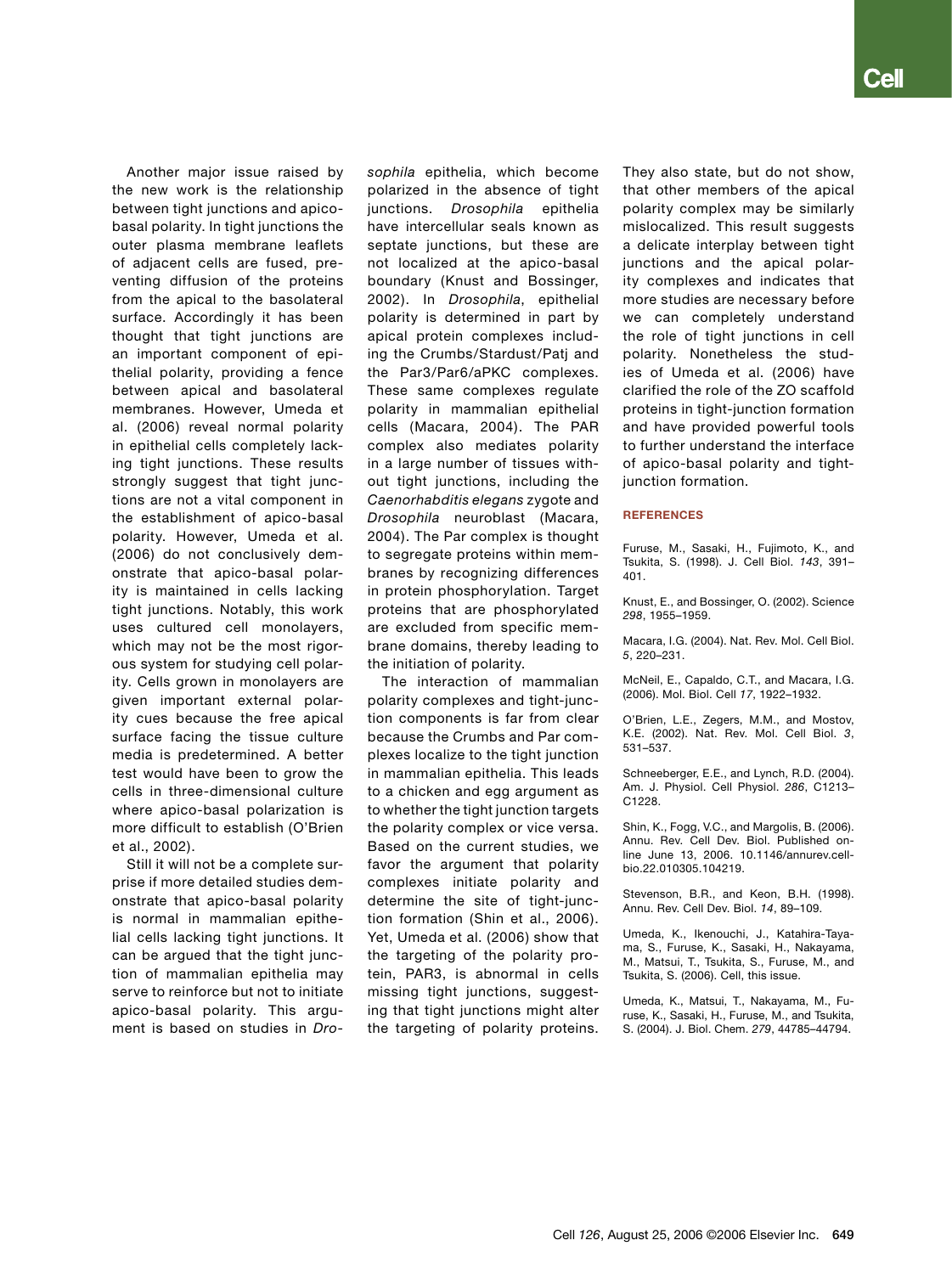Another major issue raised by the new work is the relationship between tight junctions and apico-basal polarity. In tight junctions the outer plasma membrane leaflets of adjacent cells are fused, preventing diffusion of the proteins from the apical to the basolateral surface. Accordingly it has been thought that tight junctions are an important component of epithelial polarity, providing a fence between apical and basolateral membranes. However, Umeda et al. (2006) reveal normal polarity in epithelial cells completely lacking tight junctions. These results strongly suggest that tight junctions are not a vital component in the establishment of apico-basal polarity. However, Umeda et al. (2006) do not conclusively demonstrate that apico-basal polarity is maintained in cells lacking tight junctions. Notably, this work uses cultured cell monolayers, which may not be the most rigorous system for studying cell polarity. Cells grown in monolayers are given important external polarity cues because the free apical surface facing the tissue culture media is predetermined. A better test would have been to grow the cells in three-dimensional culture where apico-basal polarization is more difficult to establish (O'Brien et al., 2002).

Still it will not be a complete surprise if more detailed studies demonstrate that apico-basal polarity is normal in mammalian epithelial cells lacking tight junctions. It can be argued that the tight junction of mammalian epithelia may serve to reinforce but not to initiate apico-basal polarity. This argument is based on studies in *Drosophila* epithelia, which become polarized in the absence of tight junctions. *Drosophila* epithelia have intercellular seals known as septate junctions, but these are not localized at the apico-basal boundary (Knust and Bossinger, 2002). In *Drosophila*, epithelial polarity is determined in part by apical protein complexes including the Crumbs/Stardust/Patj and the Par3/Par6/aPKC complexes. These same complexes regulate polarity in mammalian epithelial cells (Macara, 2004). The PAR complex also mediates polarity in a large number of tissues without tight junctions, including the *Caenorhabditis elegans* zygote and *Drosophila* neuroblast (Macara, 2004). The Par complex is thought to segregate proteins within membranes by recognizing differences in protein phosphorylation. Target proteins that are phosphorylated are excluded from specific membrane domains, thereby leading to the initiation of polarity.

The interaction of mammalian polarity complexes and tight-junction components is far from clear because the Crumbs and Par complexes localize to the tight junction in mammalian epithelia. This leads to a chicken and egg argument as to whether the tight junction targets the polarity complex or vice versa. Based on the current studies, we favor the argument that polarity complexes initiate polarity and determine the site of tight-junction formation (Shin et al., 2006). Yet, Umeda et al. (2006) show that the targeting of the polarity protein, PAR3, is abnormal in cells missing tight junctions, suggesting that tight junctions might alter the targeting of polarity proteins. They also state, but do not show, that other members of the apical polarity complex may be similarly mislocalized. This result suggests a delicate interplay between tight junctions and the apical polarity complexes and indicates that more studies are necessary before we can completely understand the role of tight junctions in cell polarity. Nonetheless the studies of Umeda et al. (2006) have clarified the role of the ZO scaffold proteins in tight-junction formation and have provided powerful tools to further understand the interface of apico-basal polarity and tight-junction formation.

## REFERENCES

Furuse, M., Sasaki, H., Fujimoto, K., and Tsukita, S. (1998). J. Cell Biol. *143*, 391–401.

Knust, E., and Bossinger, O. (2002). Science *298*, 1955–1959.

Macara, I.G. (2004). Nat. Rev. Mol. Cell Biol. *5*, 220–231.

McNeil, E., Capaldo, C.T., and Macara, I.G. (2006). Mol. Biol. Cell *17*, 1922–1932.

O'Brien, L.E., Zegers, M.M., and Mostov, K.E. (2002). Nat. Rev. Mol. Cell Biol. *3*, 531–537.

Schneeberger, E.E., and Lynch, R.D. (2004). Am. J. Physiol. Cell Physiol. *286*, C1213–C1228.

Shin, K., Fogg, V.C., and Margolis, B. (2006). Annu. Rev. Cell Dev. Biol. Published online June 13, 2006. 10.1146/annurev.cellbio.22.010305.104219.

Stevenson, B.R., and Keon, B.H. (1998). Annu. Rev. Cell Dev. Biol. *14*, 89–109.

Umeda, K., Ikenouchi, J., Katahira-Tayama, S., Furuse, K., Sasaki, H., Nakayama, M., Matsui, T., Tsukita, S., Furuse, M., and Tsukita, S. (2006). Cell, this issue.

Umeda, K., Matsui, T., Nakayama, M., Furuse, K., Sasaki, H., Furuse, M., and Tsukita, S. (2004). J. Biol. Chem. *279*, 44785–44794.